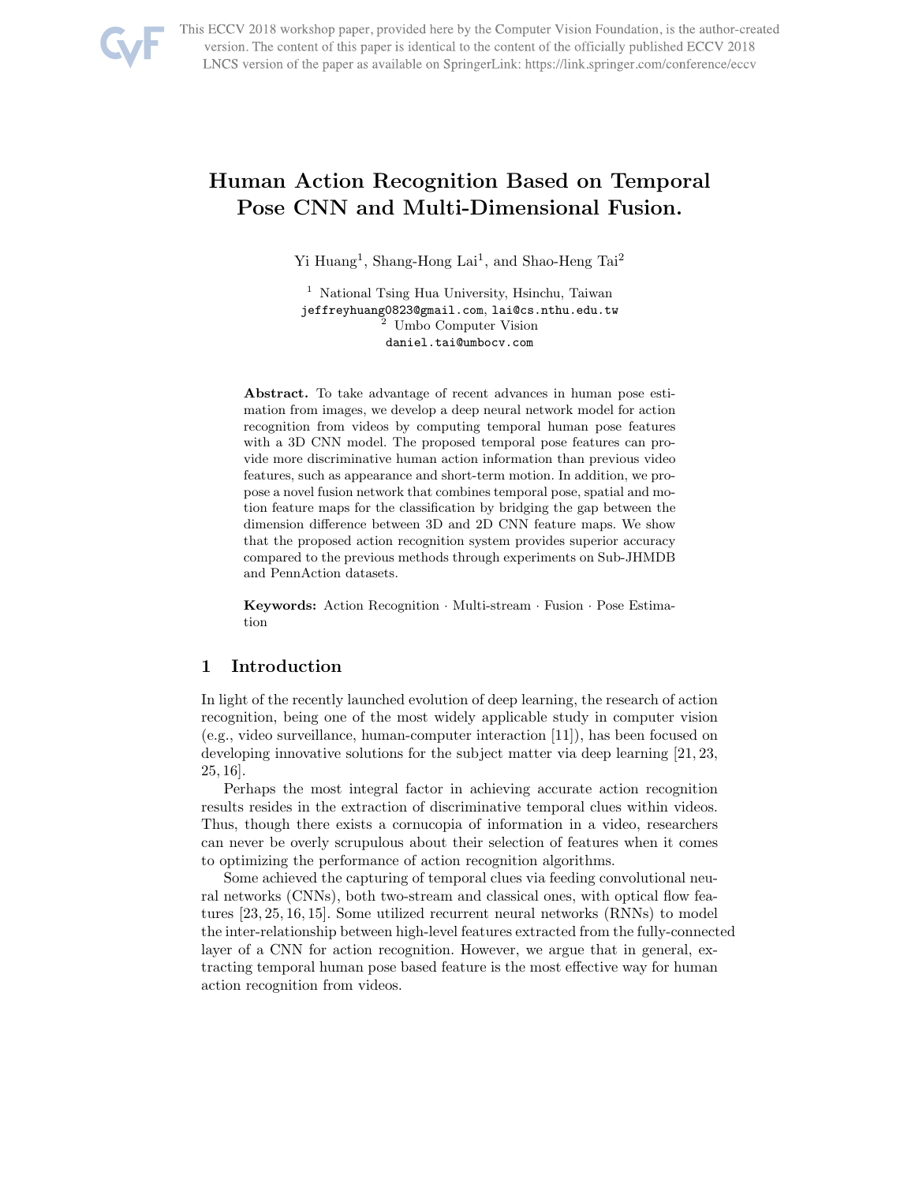# Human Action Recognition Based on Temporal Pose CNN and Multi-Dimensional Fusion.

Yi Huang[1], Shang-Hong Lai[1], and Shao-Heng Tai[2]

[1] National Tsing Hua University, Hsinchu, Taiwan
jeffreyhuang0823@gmail.com, lai@cs.nthu.edu.tw
[2] Umbo Computer Vision
daniel.tai@umbocv.com

**Abstract.** To take advantage of recent advances in human pose estimation from images, we develop a deep neural network model for action recognition from videos by computing temporal human pose features with a 3D CNN model. The proposed temporal pose features can provide more discriminative human action information than previous video features, such as appearance and short-term motion. In addition, we propose a novel fusion network that combines temporal pose, spatial and motion feature maps for the classification by bridging the gap between the dimension difference between 3D and 2D CNN feature maps. We show that the proposed action recognition system provides superior accuracy compared to the previous methods through experiments on Sub-JHMDB and PennAction datasets.

**Keywords:** Action Recognition · Multi-stream · Fusion · Pose Estimation

## 1 Introduction

In light of the recently launched evolution of deep learning, the research of action recognition, being one of the most widely applicable study in computer vision (e.g., video surveillance, human-computer interaction [11]), has been focused on developing innovative solutions for the subject matter via deep learning [21, 23, 25, 16].

Perhaps the most integral factor in achieving accurate action recognition results resides in the extraction of discriminative temporal clues within videos. Thus, though there exists a cornucopia of information in a video, researchers can never be overly scrupulous about their selection of features when it comes to optimizing the performance of action recognition algorithms.

Some achieved the capturing of temporal clues via feeding convolutional neural networks (CNNs), both two-stream and classical ones, with optical flow features [23, 25, 16, 15]. Some utilized recurrent neural networks (RNNs) to model the inter-relationship between high-level features extracted from the fully-connected layer of a CNN for action recognition. However, we argue that in general, extracting temporal human pose based feature is the most effective way for human action recognition from videos.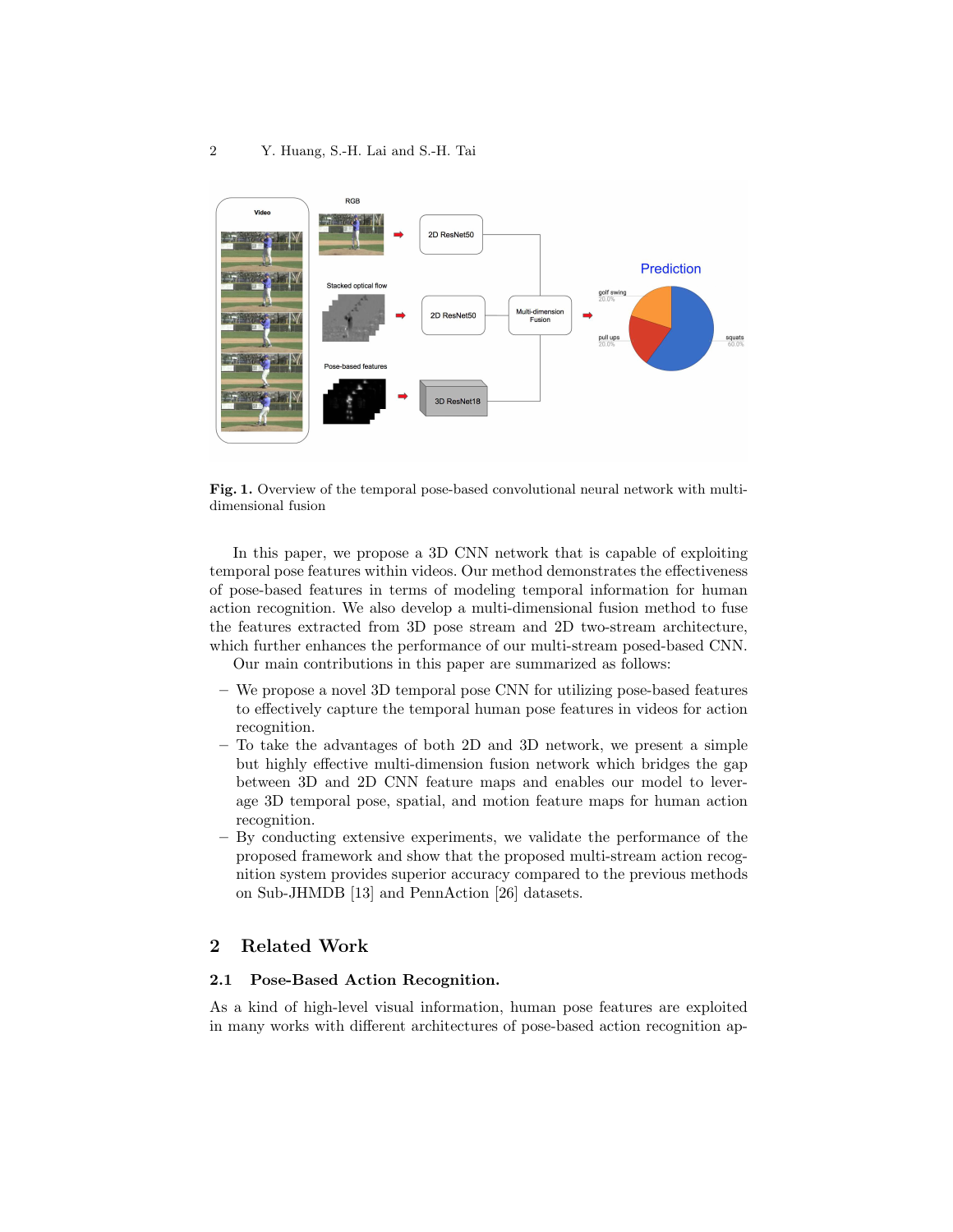**Fig. 1.** Overview of the temporal pose-based convolutional neural network with multi-dimensional fusion

In this paper, we propose a 3D CNN network that is capable of exploiting temporal pose features within videos. Our method demonstrates the effectiveness of pose-based features in terms of modeling temporal information for human action recognition. We also develop a multi-dimensional fusion method to fuse the features extracted from 3D pose stream and 2D two-stream architecture, which further enhances the performance of our multi-stream posed-based CNN.

Our main contributions in this paper are summarized as follows:

- We propose a novel 3D temporal pose CNN for utilizing pose-based features to effectively capture the temporal human pose features in videos for action recognition.
- To take the advantages of both 2D and 3D network, we present a simple but highly effective multi-dimension fusion network which bridges the gap between 3D and 2D CNN feature maps and enables our model to leverage 3D temporal pose, spatial, and motion feature maps for human action recognition.
- By conducting extensive experiments, we validate the performance of the proposed framework and show that the proposed multi-stream action recognition system provides superior accuracy compared to the previous methods on Sub-JHMDB [13] and PennAction [26] datasets.

## 2 Related Work

### 2.1 Pose-Based Action Recognition.

As a kind of high-level visual information, human pose features are exploited in many works with different architectures of pose-based action recognition ap-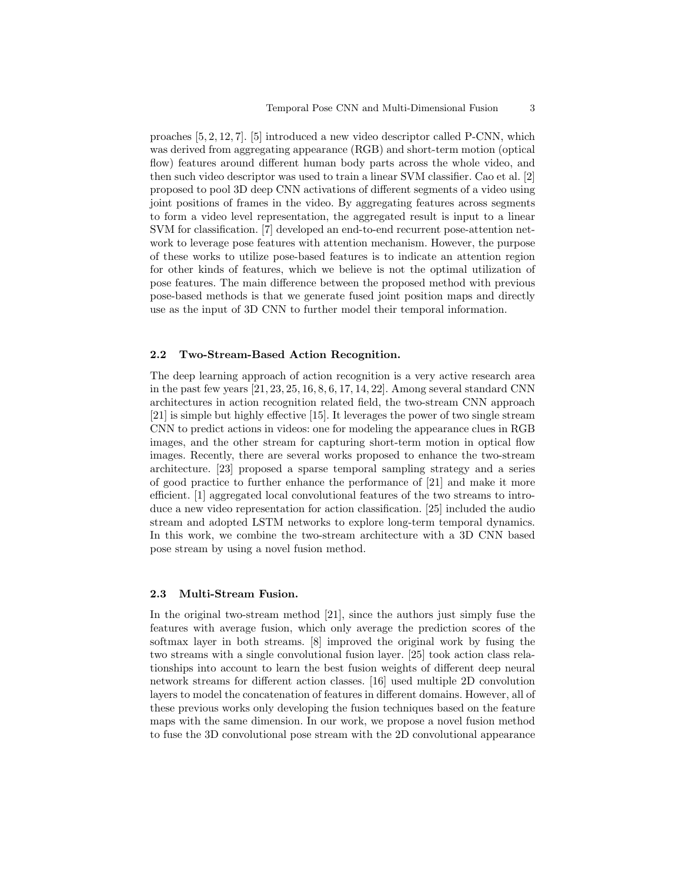proaches [5, 2, 12, 7]. [5] introduced a new video descriptor called P-CNN, which was derived from aggregating appearance (RGB) and short-term motion (optical flow) features around different human body parts across the whole video, and then such video descriptor was used to train a linear SVM classifier. Cao et al. [2] proposed to pool 3D deep CNN activations of different segments of a video using joint positions of frames in the video. By aggregating features across segments to form a video level representation, the aggregated result is input to a linear SVM for classification. [7] developed an end-to-end recurrent pose-attention network to leverage pose features with attention mechanism. However, the purpose of these works to utilize pose-based features is to indicate an attention region for other kinds of features, which we believe is not the optimal utilization of pose features. The main difference between the proposed method with previous pose-based methods is that we generate fused joint position maps and directly use as the input of 3D CNN to further model their temporal information.

### 2.2 Two-Stream-Based Action Recognition.

The deep learning approach of action recognition is a very active research area in the past few years [21, 23, 25, 16, 8, 6, 17, 14, 22]. Among several standard CNN architectures in action recognition related field, the two-stream CNN approach [21] is simple but highly effective [15]. It leverages the power of two single stream CNN to predict actions in videos: one for modeling the appearance clues in RGB images, and the other stream for capturing short-term motion in optical flow images. Recently, there are several works proposed to enhance the two-stream architecture. [23] proposed a sparse temporal sampling strategy and a series of good practice to further enhance the performance of [21] and make it more efficient. [1] aggregated local convolutional features of the two streams to introduce a new video representation for action classification. [25] included the audio stream and adopted LSTM networks to explore long-term temporal dynamics. In this work, we combine the two-stream architecture with a 3D CNN based pose stream by using a novel fusion method.

### 2.3 Multi-Stream Fusion.

In the original two-stream method [21], since the authors just simply fuse the features with average fusion, which only average the prediction scores of the softmax layer in both streams. [8] improved the original work by fusing the two streams with a single convolutional fusion layer. [25] took action class relationships into account to learn the best fusion weights of different deep neural network streams for different action classes. [16] used multiple 2D convolution layers to model the concatenation of features in different domains. However, all of these previous works only developing the fusion techniques based on the feature maps with the same dimension. In our work, we propose a novel fusion method to fuse the 3D convolutional pose stream with the 2D convolutional appearance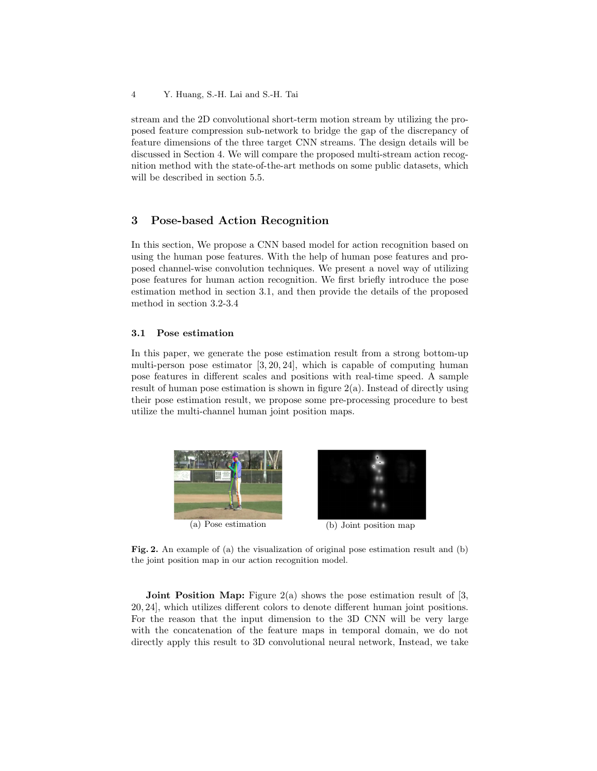stream and the 2D convolutional short-term motion stream by utilizing the proposed feature compression sub-network to bridge the gap of the discrepancy of feature dimensions of the three target CNN streams. The design details will be discussed in Section 4. We will compare the proposed multi-stream action recognition method with the state-of-the-art methods on some public datasets, which will be described in section 5.5.

## 3 Pose-based Action Recognition

In this section, We propose a CNN based model for action recognition based on using the human pose features. With the help of human pose features and proposed channel-wise convolution techniques. We present a novel way of utilizing pose features for human action recognition. We first briefly introduce the pose estimation method in section 3.1, and then provide the details of the proposed method in section 3.2-3.4

### 3.1 Pose estimation

In this paper, we generate the pose estimation result from a strong bottom-up multi-person pose estimator [3, 20, 24], which is capable of computing human pose features in different scales and positions with real-time speed. A sample result of human pose estimation is shown in figure 2(a). Instead of directly using their pose estimation result, we propose some pre-processing procedure to best utilize the multi-channel human joint position maps.

(a) Pose estimation

(b) Joint position map

**Fig. 2.** An example of (a) the visualization of original pose estimation result and (b) the joint position map in our action recognition model.

**Joint Position Map:** Figure 2(a) shows the pose estimation result of [3, 20, 24], which utilizes different colors to denote different human joint positions. For the reason that the input dimension to the 3D CNN will be very large with the concatenation of the feature maps in temporal domain, we do not directly apply this result to 3D convolutional neural network, Instead, we take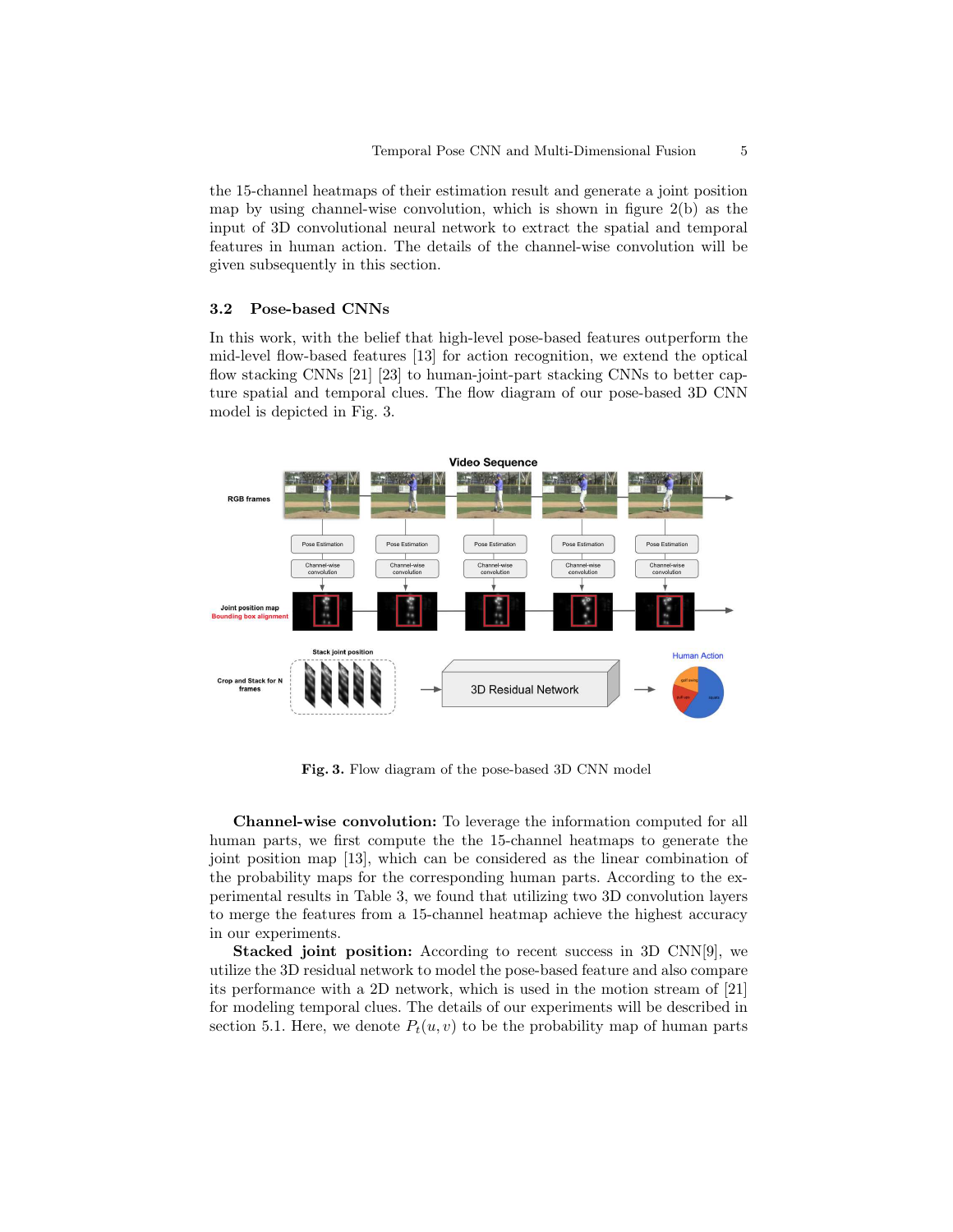the 15-channel heatmaps of their estimation result and generate a joint position map by using channel-wise convolution, which is shown in figure 2(b) as the input of 3D convolutional neural network to extract the spatial and temporal features in human action. The details of the channel-wise convolution will be given subsequently in this section.

### 3.2 Pose-based CNNs

In this work, with the belief that high-level pose-based features outperform the mid-level flow-based features [13] for action recognition, we extend the optical flow stacking CNNs [21] [23] to human-joint-part stacking CNNs to better capture spatial and temporal clues. The flow diagram of our pose-based 3D CNN model is depicted in Fig. 3.

**Fig. 3.** Flow diagram of the pose-based 3D CNN model

**Channel-wise convolution:** To leverage the information computed for all human parts, we first compute the the 15-channel heatmaps to generate the joint position map [13], which can be considered as the linear combination of the probability maps for the corresponding human parts. According to the experimental results in Table 3, we found that utilizing two 3D convolution layers to merge the features from a 15-channel heatmap achieve the highest accuracy in our experiments.

**Stacked joint position:** According to recent success in 3D CNN[9], we utilize the 3D residual network to model the pose-based feature and also compare its performance with a 2D network, which is used in the motion stream of [21] for modeling temporal clues. The details of our experiments will be described in section 5.1. Here, we denote $P_t(u, v)$ to be the probability map of human parts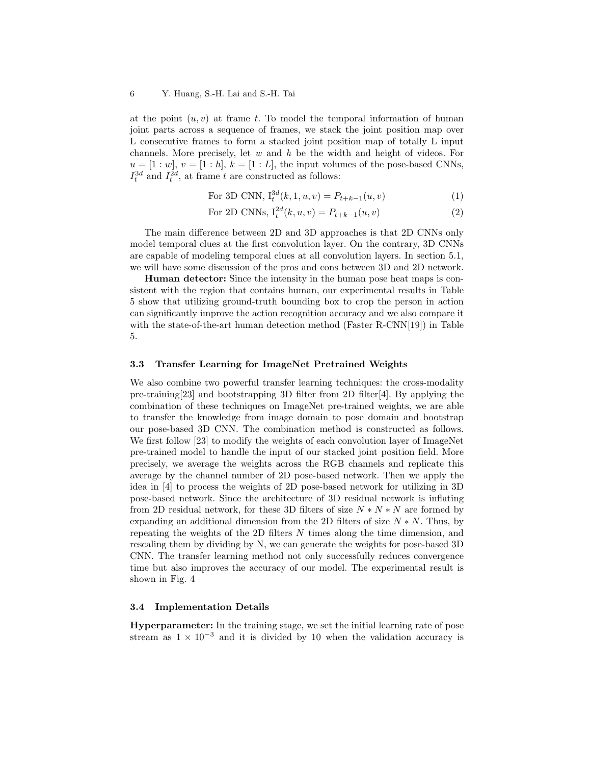at the point $(u, v)$ at frame $t$. To model the temporal information of human joint parts across a sequence of frames, we stack the joint position map over L consecutive frames to form a stacked joint position map of totally L input channels. More precisely, let $w$ and $h$ be the width and height of videos. For $u = [1 : w]$, $v = [1 : h]$, $k = [1 : L]$, the input volumes of the pose-based CNNs, $I_t^{3d}$ and $I_t^{2d}$, at frame $t$ are constructed as follows:

$$\text{For 3D CNN, } \mathrm{I}_t^{3d}(k, 1, u, v) = P_{t+k-1}(u, v) \tag{1}$$

$$\text{For 2D CNNs, } \mathrm{I}_t^{2d}(k, u, v) = P_{t+k-1}(u, v) \tag{2}$$

The main difference between 2D and 3D approaches is that 2D CNNs only model temporal clues at the first convolution layer. On the contrary, 3D CNNs are capable of modeling temporal clues at all convolution layers. In section 5.1, we will have some discussion of the pros and cons between 3D and 2D network.

**Human detector:** Since the intensity in the human pose heat maps is consistent with the region that contains human, our experimental results in Table 5 show that utilizing ground-truth bounding box to crop the person in action can significantly improve the action recognition accuracy and we also compare it with the state-of-the-art human detection method (Faster R-CNN[19]) in Table 5.

### 3.3 Transfer Learning for ImageNet Pretrained Weights

We also combine two powerful transfer learning techniques: the cross-modality pre-training[23] and bootstrapping 3D filter from 2D filter[4]. By applying the combination of these techniques on ImageNet pre-trained weights, we are able to transfer the knowledge from image domain to pose domain and bootstrap our pose-based 3D CNN. The combination method is constructed as follows. We first follow [23] to modify the weights of each convolution layer of ImageNet pre-trained model to handle the input of our stacked joint position field. More precisely, we average the weights across the RGB channels and replicate this average by the channel number of 2D pose-based network. Then we apply the idea in [4] to process the weights of 2D pose-based network for utilizing in 3D pose-based network. Since the architecture of 3D residual network is inflating from 2D residual network, for these 3D filters of size $N * N * N$ are formed by expanding an additional dimension from the 2D filters of size $N * N$. Thus, by repeating the weights of the 2D filters $N$ times along the time dimension, and rescaling them by dividing by N, we can generate the weights for pose-based 3D CNN. The transfer learning method not only successfully reduces convergence time but also improves the accuracy of our model. The experimental result is shown in Fig. 4

### 3.4 Implementation Details

**Hyperparameter:** In the training stage, we set the initial learning rate of pose stream as $1 \times 10^{-3}$ and it is divided by 10 when the validation accuracy is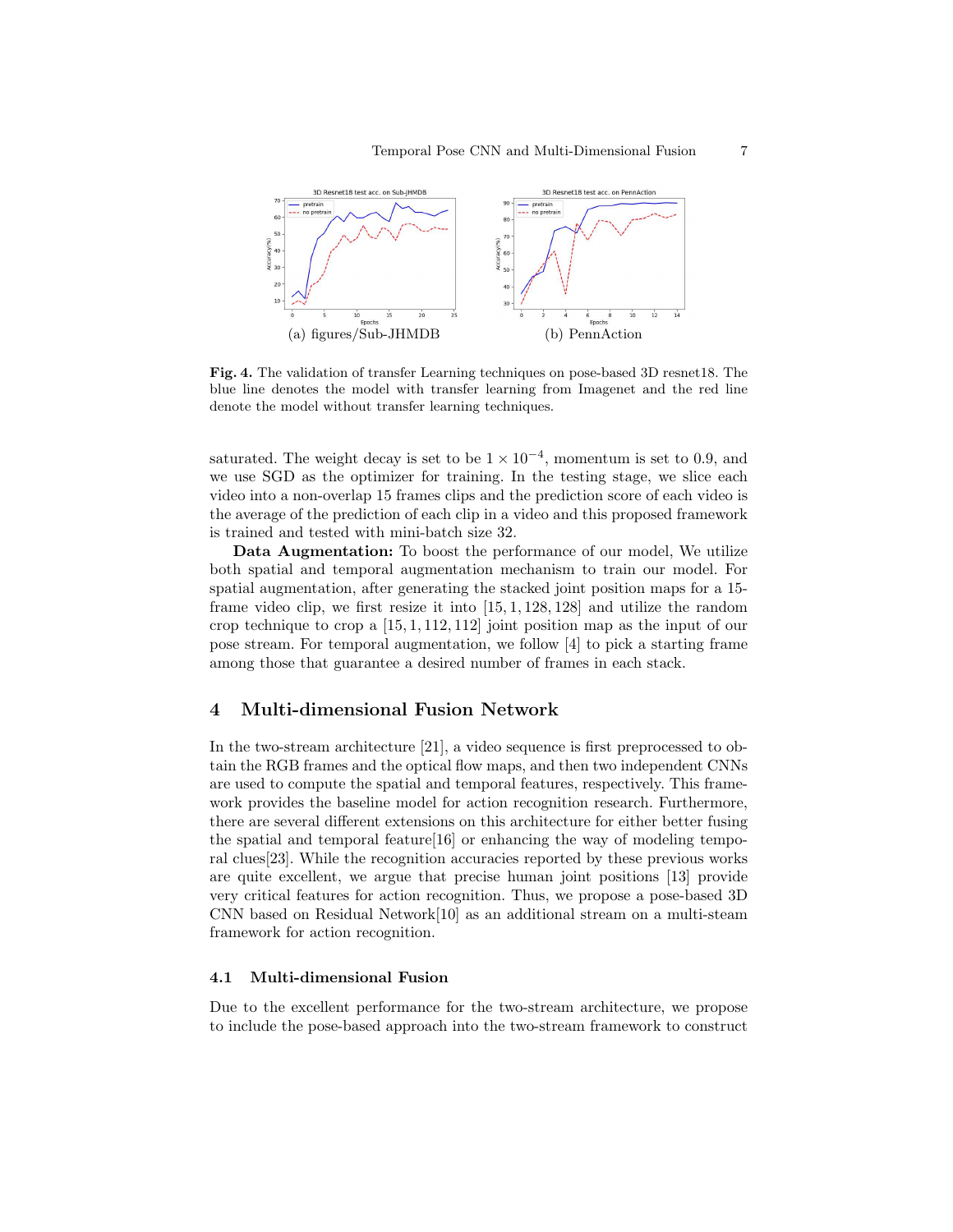(a) figures/Sub-JHMDB

(b) PennAction

**Fig. 4.** The validation of transfer Learning techniques on pose-based 3D resnet18. The blue line denotes the model with transfer learning from Imagenet and the red line denote the model without transfer learning techniques.

saturated. The weight decay is set to be $1 \times 10^{-4}$, momentum is set to 0.9, and we use SGD as the optimizer for training. In the testing stage, we slice each video into a non-overlap 15 frames clips and the prediction score of each video is the average of the prediction of each clip in a video and this proposed framework is trained and tested with mini-batch size 32.

**Data Augmentation:** To boost the performance of our model, We utilize both spatial and temporal augmentation mechanism to train our model. For spatial augmentation, after generating the stacked joint position maps for a 15-frame video clip, we first resize it into $[15, 1, 128, 128]$ and utilize the random crop technique to crop a $[15, 1, 112, 112]$ joint position map as the input of our pose stream. For temporal augmentation, we follow [4] to pick a starting frame among those that guarantee a desired number of frames in each stack.

## 4 Multi-dimensional Fusion Network

In the two-stream architecture [21], a video sequence is first preprocessed to obtain the RGB frames and the optical flow maps, and then two independent CNNs are used to compute the spatial and temporal features, respectively. This framework provides the baseline model for action recognition research. Furthermore, there are several different extensions on this architecture for either better fusing the spatial and temporal feature[16] or enhancing the way of modeling temporal clues[23]. While the recognition accuracies reported by these previous works are quite excellent, we argue that precise human joint positions [13] provide very critical features for action recognition. Thus, we propose a pose-based 3D CNN based on Residual Network[10] as an additional stream on a multi-steam framework for action recognition.

### 4.1 Multi-dimensional Fusion

Due to the excellent performance for the two-stream architecture, we propose to include the pose-based approach into the two-stream framework to construct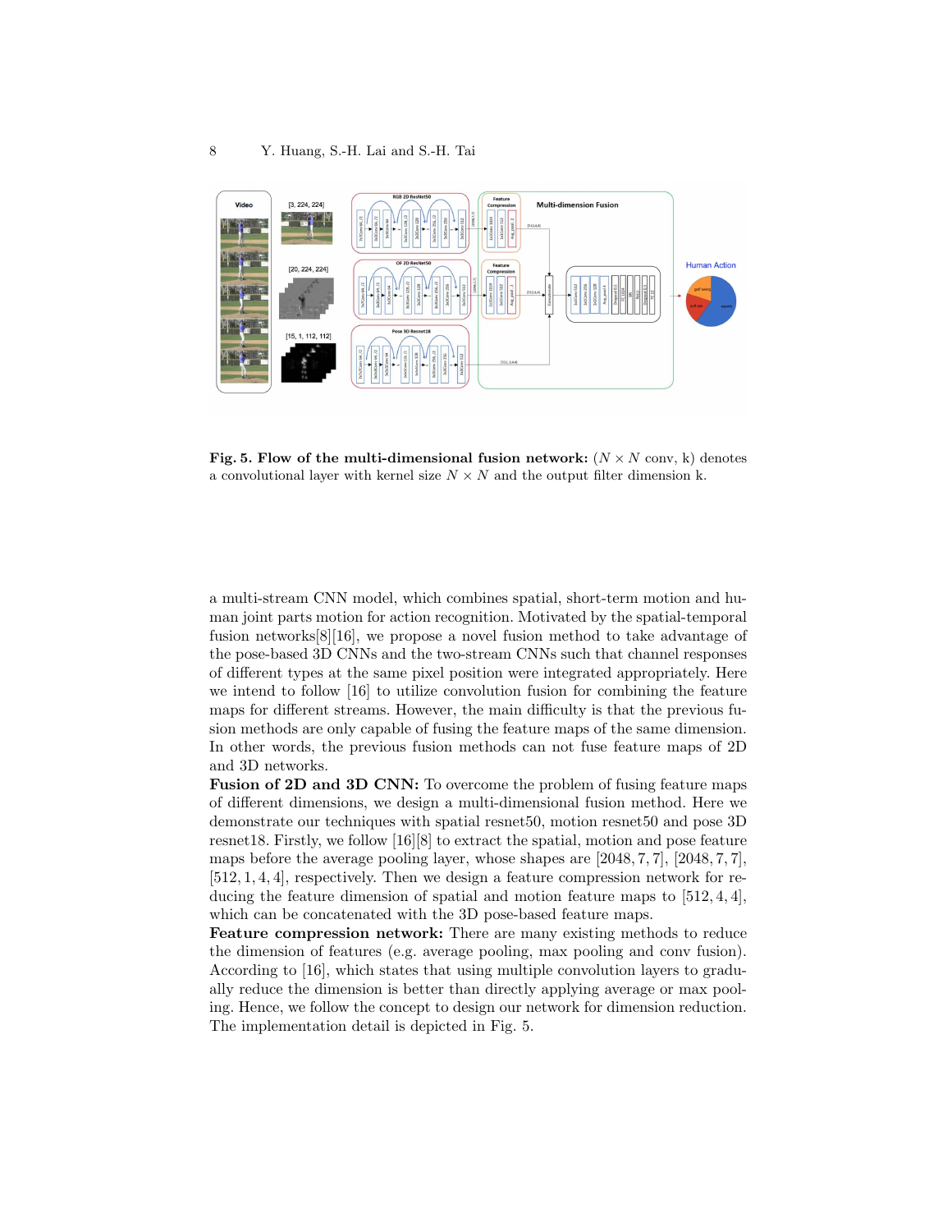**Fig. 5. Flow of the multi-dimensional fusion network:** ($N \times N$ conv, k) denotes a convolutional layer with kernel size $N \times N$ and the output filter dimension k.

a multi-stream CNN model, which combines spatial, short-term motion and human joint parts motion for action recognition. Motivated by the spatial-temporal fusion networks[8][16], we propose a novel fusion method to take advantage of the pose-based 3D CNNs and the two-stream CNNs such that channel responses of different types at the same pixel position were integrated appropriately. Here we intend to follow [16] to utilize convolution fusion for combining the feature maps for different streams. However, the main difficulty is that the previous fusion methods are only capable of fusing the feature maps of the same dimension. In other words, the previous fusion methods can not fuse feature maps of 2D and 3D networks.

**Fusion of 2D and 3D CNN:** To overcome the problem of fusing feature maps of different dimensions, we design a multi-dimensional fusion method. Here we demonstrate our techniques with spatial resnet50, motion resnet50 and pose 3D resnet18. Firstly, we follow [16][8] to extract the spatial, motion and pose feature maps before the average pooling layer, whose shapes are $[2048, 7, 7]$, $[2048, 7, 7]$, $[512, 1, 4, 4]$, respectively. Then we design a feature compression network for reducing the feature dimension of spatial and motion feature maps to $[512, 4, 4]$, which can be concatenated with the 3D pose-based feature maps.

**Feature compression network:** There are many existing methods to reduce the dimension of features (e.g. average pooling, max pooling and conv fusion). According to [16], which states that using multiple convolution layers to gradually reduce the dimension is better than directly applying average or max pooling. Hence, we follow the concept to design our network for dimension reduction. The implementation detail is depicted in Fig. 5.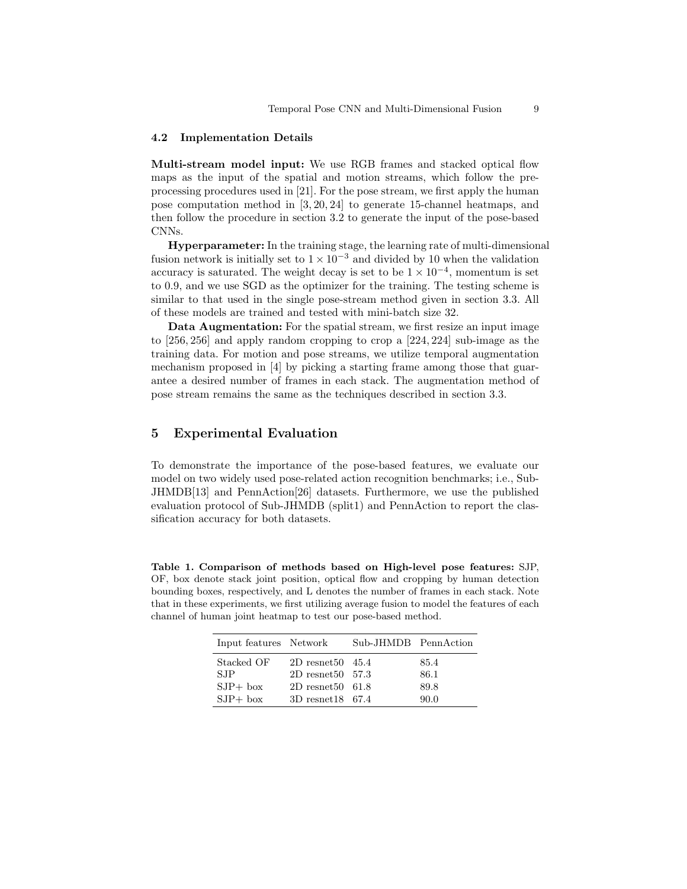### 4.2 Implementation Details

**Multi-stream model input:** We use RGB frames and stacked optical flow maps as the input of the spatial and motion streams, which follow the pre-processing procedures used in [21]. For the pose stream, we first apply the human pose computation method in [3, 20, 24] to generate 15-channel heatmaps, and then follow the procedure in section 3.2 to generate the input of the pose-based CNNs.

**Hyperparameter:** In the training stage, the learning rate of multi-dimensional fusion network is initially set to $1 \times 10^{-3}$ and divided by 10 when the validation accuracy is saturated. The weight decay is set to be $1 \times 10^{-4}$, momentum is set to 0.9, and we use SGD as the optimizer for the training. The testing scheme is similar to that used in the single pose-stream method given in section 3.3. All of these models are trained and tested with mini-batch size 32.

**Data Augmentation:** For the spatial stream, we first resize an input image to [256, 256] and apply random cropping to crop a [224, 224] sub-image as the training data. For motion and pose streams, we utilize temporal augmentation mechanism proposed in [4] by picking a starting frame among those that guarantee a desired number of frames in each stack. The augmentation method of pose stream remains the same as the techniques described in section 3.3.

## 5 Experimental Evaluation

To demonstrate the importance of the pose-based features, we evaluate our model on two widely used pose-related action recognition benchmarks; i.e., Sub-JHMDB[13] and PennAction[26] datasets. Furthermore, we use the published evaluation protocol of Sub-JHMDB (split1) and PennAction to report the classification accuracy for both datasets.

**Table 1. Comparison of methods based on High-level pose features:** SJP, OF, box denote stack joint position, optical flow and cropping by human detection bounding boxes, respectively, and L denotes the number of frames in each stack. Note that in these experiments, we first utilizing average fusion to model the features of each channel of human joint heatmap to test our pose-based method.

| Input features | Network | Sub-JHMDB | PennAction |
|---|---|---|---|
| Stacked OF | 2D resnet50 | 45.4 | 85.4 |
| SJP | 2D resnet50 | 57.3 | 86.1 |
| SJP+ box | 2D resnet50 | 61.8 | 89.8 |
| SJP+ box | 3D resnet18 | 67.4 | 90.0 |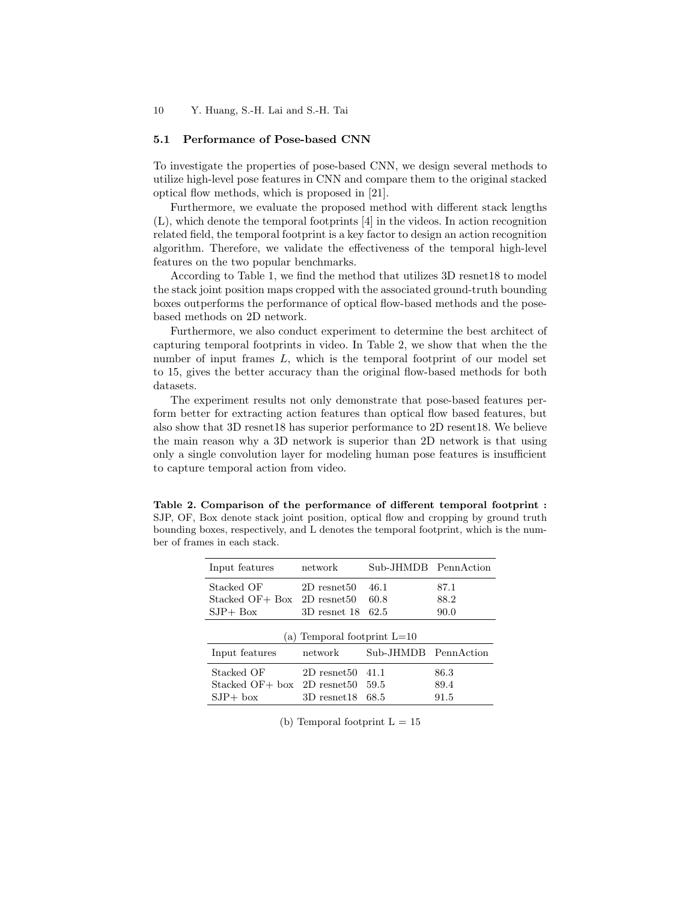### 5.1 Performance of Pose-based CNN

To investigate the properties of pose-based CNN, we design several methods to utilize high-level pose features in CNN and compare them to the original stacked optical flow methods, which is proposed in [21].

Furthermore, we evaluate the proposed method with different stack lengths (L), which denote the temporal footprints [4] in the videos. In action recognition related field, the temporal footprint is a key factor to design an action recognition algorithm. Therefore, we validate the effectiveness of the temporal high-level features on the two popular benchmarks.

According to Table 1, we find the method that utilizes 3D resnet18 to model the stack joint position maps cropped with the associated ground-truth bounding boxes outperforms the performance of optical flow-based methods and the pose-based methods on 2D network.

Furthermore, we also conduct experiment to determine the best architect of capturing temporal footprints in video. In Table 2, we show that when the the number of input frames $L$, which is the temporal footprint of our model set to 15, gives the better accuracy than the original flow-based methods for both datasets.

The experiment results not only demonstrate that pose-based features perform better for extracting action features than optical flow based features, but also show that 3D resnet18 has superior performance to 2D resent18. We believe the main reason why a 3D network is superior than 2D network is that using only a single convolution layer for modeling human pose features is insufficient to capture temporal action from video.

**Table 2. Comparison of the performance of different temporal footprint :** SJP, OF, Box denote stack joint position, optical flow and cropping by ground truth bounding boxes, respectively, and L denotes the temporal footprint, which is the number of frames in each stack.

| Input features | network | Sub-JHMDB | PennAction |
|---|---|---|---|
| Stacked OF | 2D resnet50 | 46.1 | 87.1 |
| Stacked OF+ Box | 2D resnet50 | 60.8 | 88.2 |
| SJP+ Box | 3D resnet 18 | 62.5 | 90.0 |

(a) Temporal footprint L=10

| Input features | network | Sub-JHMDB | PennAction |
|---|---|---|---|
| Stacked OF | 2D resnet50 | 41.1 | 86.3 |
| Stacked OF+ box | 2D resnet50 | 59.5 | 89.4 |
| SJP+ box | 3D resnet18 | 68.5 | 91.5 |

(b) Temporal footprint L = 15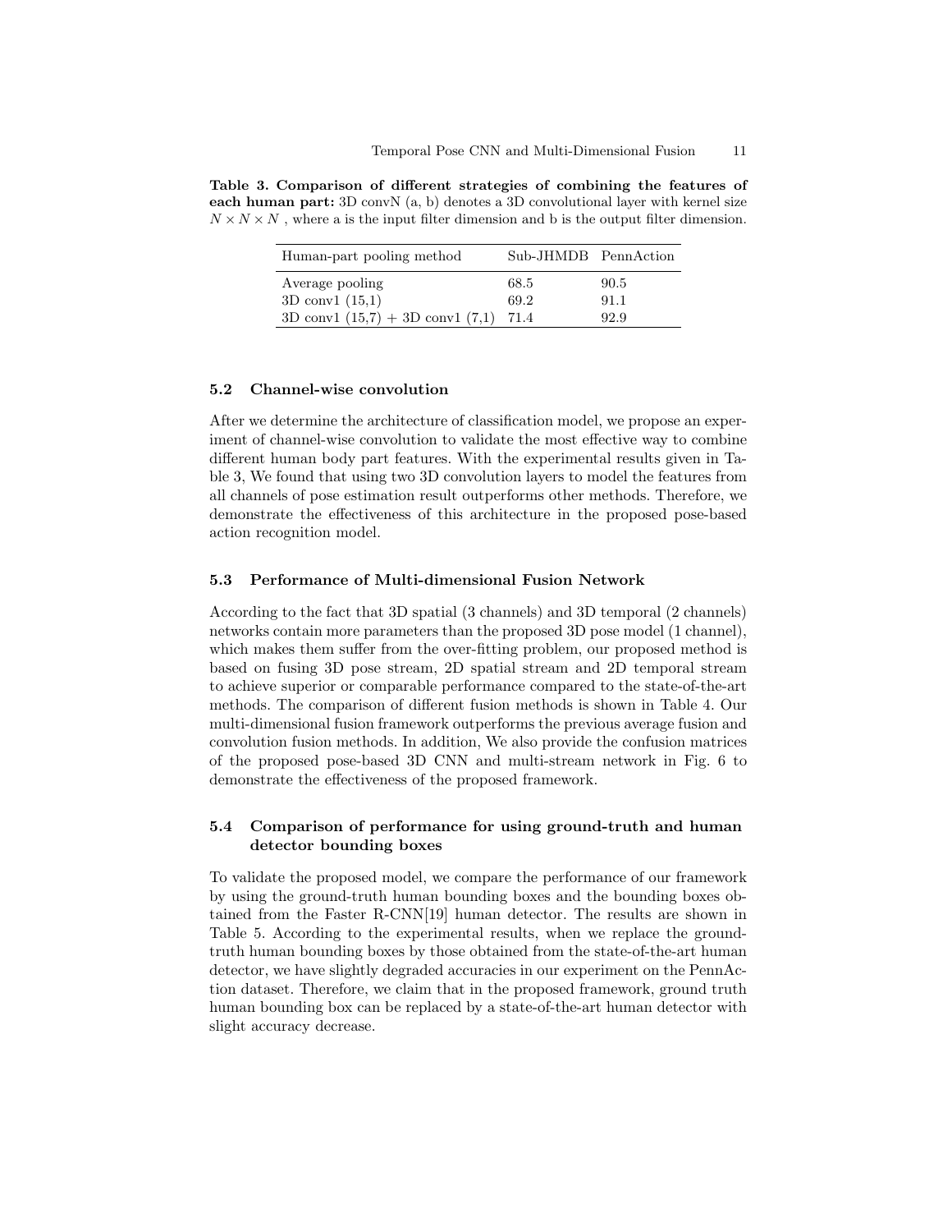**Table 3. Comparison of different strategies of combining the features of each human part:** 3D convN (a, b) denotes a 3D convolutional layer with kernel size $N \times N \times N$ , where a is the input filter dimension and b is the output filter dimension.

| Human-part pooling method | Sub-JHMDB | PennAction |
|---|---|---|
| Average pooling | 68.5 | 90.5 |
| 3D conv1 (15,1) | 69.2 | 91.1 |
| 3D conv1 (15,7) + 3D conv1 (7,1) | 71.4 | 92.9 |

### 5.2 Channel-wise convolution

After we determine the architecture of classification model, we propose an experiment of channel-wise convolution to validate the most effective way to combine different human body part features. With the experimental results given in Table 3, We found that using two 3D convolution layers to model the features from all channels of pose estimation result outperforms other methods. Therefore, we demonstrate the effectiveness of this architecture in the proposed pose-based action recognition model.

### 5.3 Performance of Multi-dimensional Fusion Network

According to the fact that 3D spatial (3 channels) and 3D temporal (2 channels) networks contain more parameters than the proposed 3D pose model (1 channel), which makes them suffer from the over-fitting problem, our proposed method is based on fusing 3D pose stream, 2D spatial stream and 2D temporal stream to achieve superior or comparable performance compared to the state-of-the-art methods. The comparison of different fusion methods is shown in Table 4. Our multi-dimensional fusion framework outperforms the previous average fusion and convolution fusion methods. In addition, We also provide the confusion matrices of the proposed pose-based 3D CNN and multi-stream network in Fig. 6 to demonstrate the effectiveness of the proposed framework.

### 5.4 Comparison of performance for using ground-truth and human detector bounding boxes

To validate the proposed model, we compare the performance of our framework by using the ground-truth human bounding boxes and the bounding boxes obtained from the Faster R-CNN[19] human detector. The results are shown in Table 5. According to the experimental results, when we replace the ground-truth human bounding boxes by those obtained from the state-of-the-art human detector, we have slightly degraded accuracies in our experiment on the PennAction dataset. Therefore, we claim that in the proposed framework, ground truth human bounding box can be replaced by a state-of-the-art human detector with slight accuracy decrease.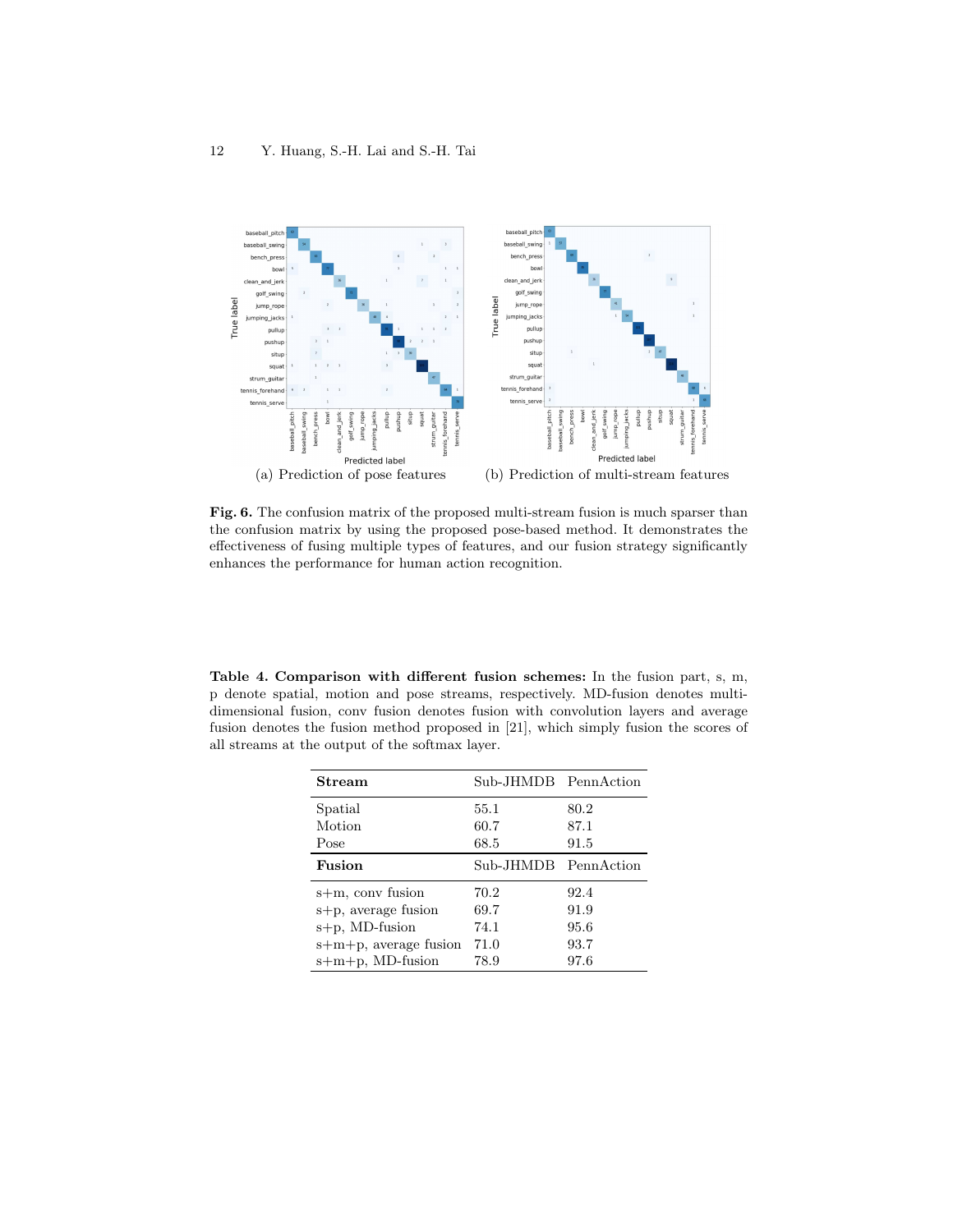(a) Prediction of pose features

(b) Prediction of multi-stream features

**Fig. 6.** The confusion matrix of the proposed multi-stream fusion is much sparser than the confusion matrix by using the proposed pose-based method. It demonstrates the effectiveness of fusing multiple types of features, and our fusion strategy significantly enhances the performance for human action recognition.

**Table 4. Comparison with different fusion schemes:** In the fusion part, s, m, p denote spatial, motion and pose streams, respectively. MD-fusion denotes multi-dimensional fusion, conv fusion denotes fusion with convolution layers and average fusion denotes the fusion method proposed in [21], which simply fusion the scores of all streams at the output of the softmax layer.

| **Stream** | Sub-JHMDB | PennAction |
|---|---|---|
| Spatial | 55.1 | 80.2 |
| Motion | 60.7 | 87.1 |
| Pose | 68.5 | 91.5 |
| **Fusion** | Sub-JHMDB | PennAction |
| s+m, conv fusion | 70.2 | 92.4 |
| s+p, average fusion | 69.7 | 91.9 |
| s+p, MD-fusion | 74.1 | 95.6 |
| s+m+p, average fusion | 71.0 | 93.7 |
| s+m+p, MD-fusion | 78.9 | 97.6 |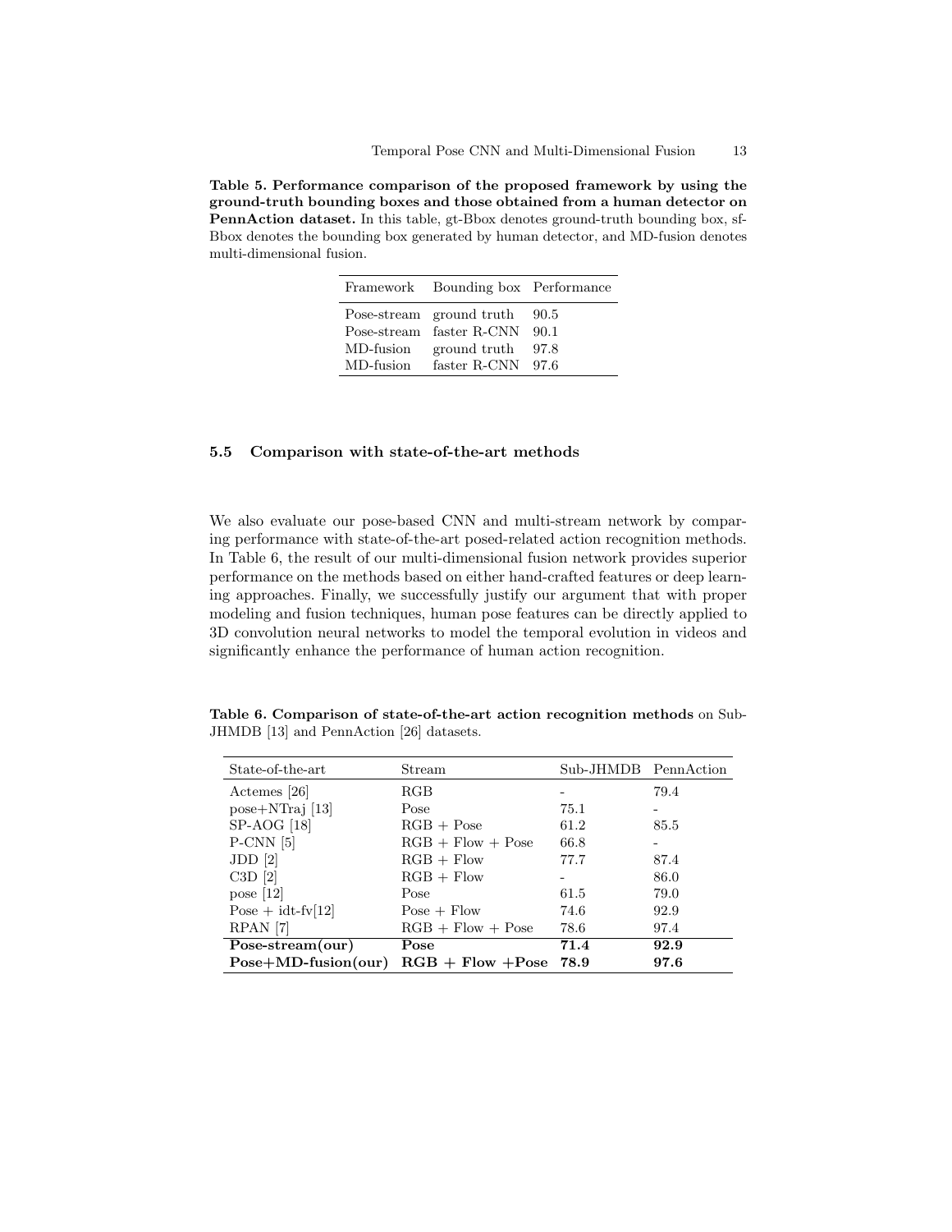**Table 5. Performance comparison of the proposed framework by using the ground-truth bounding boxes and those obtained from a human detector on PennAction dataset.** In this table, gt-Bbox denotes ground-truth bounding box, sf-Bbox denotes the bounding box generated by human detector, and MD-fusion denotes multi-dimensional fusion.

| Framework | Bounding box | Performance |
|---|---|---|
| Pose-stream | ground truth | 90.5 |
| Pose-stream | faster R-CNN | 90.1 |
| MD-fusion | ground truth | 97.8 |
| MD-fusion | faster R-CNN | 97.6 |

### 5.5 Comparison with state-of-the-art methods

We also evaluate our pose-based CNN and multi-stream network by comparing performance with state-of-the-art posed-related action recognition methods. In Table 6, the result of our multi-dimensional fusion network provides superior performance on the methods based on either hand-crafted features or deep learning approaches. Finally, we successfully justify our argument that with proper modeling and fusion techniques, human pose features can be directly applied to 3D convolution neural networks to model the temporal evolution in videos and significantly enhance the performance of human action recognition.

**Table 6. Comparison of state-of-the-art action recognition methods** on Sub-JHMDB [13] and PennAction [26] datasets.

| State-of-the-art | Stream | Sub-JHMDB | PennAction |
|---|---|---|---|
| Actemes [26] | RGB | - | 79.4 |
| pose+NTraj [13] | Pose | 75.1 | - |
| SP-AOG [18] | RGB + Pose | 61.2 | 85.5 |
| P-CNN [5] | RGB + Flow + Pose | 66.8 | - |
| JDD [2] | RGB + Flow | 77.7 | 87.4 |
| C3D [2] | RGB + Flow | - | 86.0 |
| pose [12] | Pose | 61.5 | 79.0 |
| Pose + idt-fv[12] | Pose + Flow | 74.6 | 92.9 |
| RPAN [7] | RGB + Flow + Pose | 78.6 | 97.4 |
| **Pose-stream(our)** | **Pose** | **71.4** | **92.9** |
| **Pose+MD-fusion(our)** | **RGB + Flow +Pose** | **78.9** | **97.6** |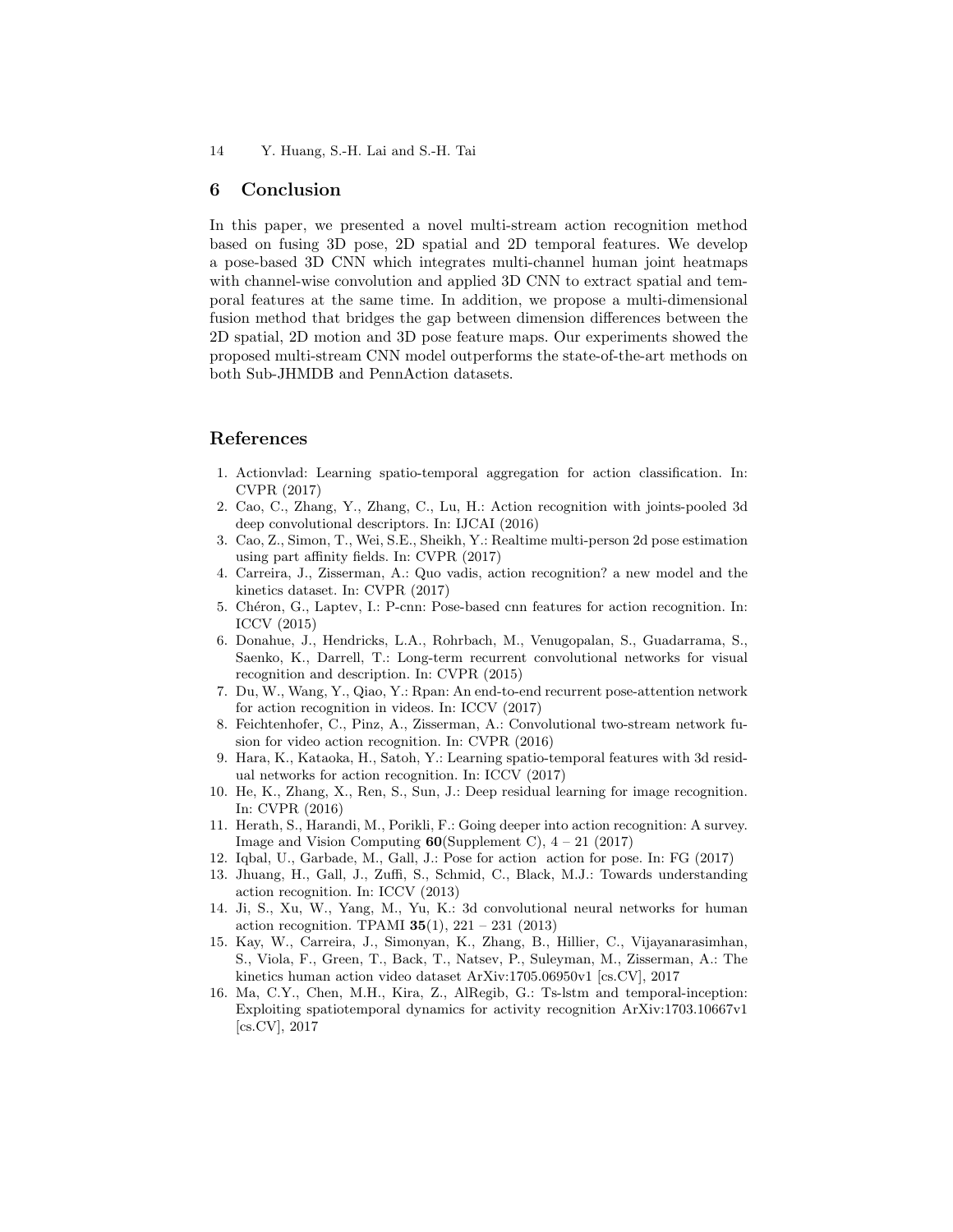## 6 Conclusion

In this paper, we presented a novel multi-stream action recognition method based on fusing 3D pose, 2D spatial and 2D temporal features. We develop a pose-based 3D CNN which integrates multi-channel human joint heatmaps with channel-wise convolution and applied 3D CNN to extract spatial and temporal features at the same time. In addition, we propose a multi-dimensional fusion method that bridges the gap between dimension differences between the 2D spatial, 2D motion and 3D pose feature maps. Our experiments showed the proposed multi-stream CNN model outperforms the state-of-the-art methods on both Sub-JHMDB and PennAction datasets.

## References

1. Actionvlad: Learning spatio-temporal aggregation for action classification. In: CVPR (2017)
2. Cao, C., Zhang, Y., Zhang, C., Lu, H.: Action recognition with joints-pooled 3d deep convolutional descriptors. In: IJCAI (2016)
3. Cao, Z., Simon, T., Wei, S.E., Sheikh, Y.: Realtime multi-person 2d pose estimation using part affinity fields. In: CVPR (2017)
4. Carreira, J., Zisserman, A.: Quo vadis, action recognition? a new model and the kinetics dataset. In: CVPR (2017)
5. Chéron, G., Laptev, I.: P-cnn: Pose-based cnn features for action recognition. In: ICCV (2015)
6. Donahue, J., Hendricks, L.A., Rohrbach, M., Venugopalan, S., Guadarrama, S., Saenko, K., Darrell, T.: Long-term recurrent convolutional networks for visual recognition and description. In: CVPR (2015)
7. Du, W., Wang, Y., Qiao, Y.: Rpan: An end-to-end recurrent pose-attention network for action recognition in videos. In: ICCV (2017)
8. Feichtenhofer, C., Pinz, A., Zisserman, A.: Convolutional two-stream network fusion for video action recognition. In: CVPR (2016)
9. Hara, K., Kataoka, H., Satoh, Y.: Learning spatio-temporal features with 3d residual networks for action recognition. In: ICCV (2017)
10. He, K., Zhang, X., Ren, S., Sun, J.: Deep residual learning for image recognition. In: CVPR (2016)
11. Herath, S., Harandi, M., Porikli, F.: Going deeper into action recognition: A survey. Image and Vision Computing **60**(Supplement C), 4 – 21 (2017)
12. Iqbal, U., Garbade, M., Gall, J.: Pose for action  action for pose. In: FG (2017)
13. Jhuang, H., Gall, J., Zuffi, S., Schmid, C., Black, M.J.: Towards understanding action recognition. In: ICCV (2013)
14. Ji, S., Xu, W., Yang, M., Yu, K.: 3d convolutional neural networks for human action recognition. TPAMI **35**(1), 221 – 231 (2013)
15. Kay, W., Carreira, J., Simonyan, K., Zhang, B., Hillier, C., Vijayanarasimhan, S., Viola, F., Green, T., Back, T., Natsev, P., Suleyman, M., Zisserman, A.: The kinetics human action video dataset ArXiv:1705.06950v1 [cs.CV], 2017
16. Ma, C.Y., Chen, M.H., Kira, Z., AlRegib, G.: Ts-lstm and temporal-inception: Exploiting spatiotemporal dynamics for activity recognition ArXiv:1703.10667v1 [cs.CV], 2017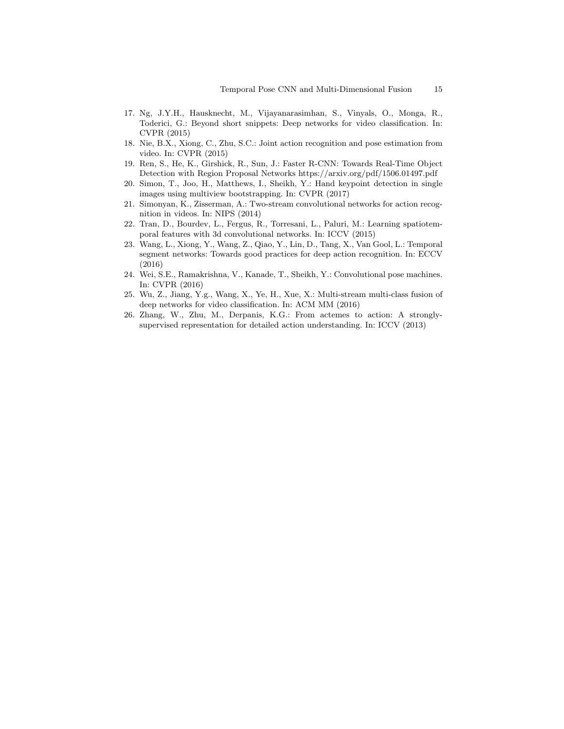17. Ng, J.Y.H., Hausknecht, M., Vijayanarasimhan, S., Vinyals, O., Monga, R., Toderici, G.: Beyond short snippets: Deep networks for video classification. In: CVPR (2015)
18. Nie, B.X., Xiong, C., Zhu, S.C.: Joint action recognition and pose estimation from video. In: CVPR (2015)
19. Ren, S., He, K., Girshick, R., Sun, J.: Faster R-CNN: Towards Real-Time Object Detection with Region Proposal Networks https://arxiv.org/pdf/1506.01497.pdf
20. Simon, T., Joo, H., Matthews, I., Sheikh, Y.: Hand keypoint detection in single images using multiview bootstrapping. In: CVPR (2017)
21. Simonyan, K., Zisserman, A.: Two-stream convolutional networks for action recognition in videos. In: NIPS (2014)
22. Tran, D., Bourdev, L., Fergus, R., Torresani, L., Paluri, M.: Learning spatiotemporal features with 3d convolutional networks. In: ICCV (2015)
23. Wang, L., Xiong, Y., Wang, Z., Qiao, Y., Lin, D., Tang, X., Van Gool, L.: Temporal segment networks: Towards good practices for deep action recognition. In: ECCV (2016)
24. Wei, S.E., Ramakrishna, V., Kanade, T., Sheikh, Y.: Convolutional pose machines. In: CVPR (2016)
25. Wu, Z., Jiang, Y.g., Wang, X., Ye, H., Xue, X.: Multi-stream multi-class fusion of deep networks for video classification. In: ACM MM (2016)
26. Zhang, W., Zhu, M., Derpanis, K.G.: From actemes to action: A strongly-supervised representation for detailed action understanding. In: ICCV (2013)